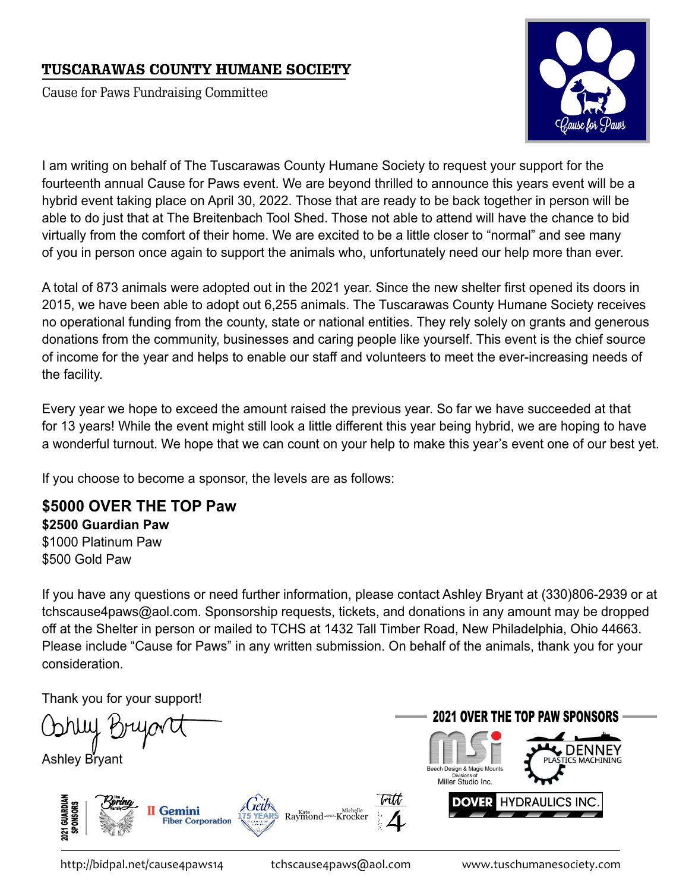# TUSCARAWAS COUNTY HUMANE SOCIETY

Cause for Paws Fundraising Committee

I am writing on behalf of The Tuscarawas County Humane Society to request your support for the fourteenth annual Cause for Paws event. We are beyond thrilled to announce this years event will be a hybrid event taking place on April 30, 2022. Those that are ready to be back together in person will be able to do just that at The Breitenbach Tool Shed. Those not able to attend will have the chance to bid virtually from the comfort of their home. We are excited to be a little closer to "normal" and see many of you in person once again to support the animals who, unfortunately need our help more than ever.

A total of 873 animals were adopted out in the 2021 year. Since the new shelter first opened its doors in 2015, we have been able to adopt out 6,255 animals. The Tuscarawas County Humane Society receives no operational funding from the county, state or national entities. They rely solely on grants and generous donations from the community, businesses and caring people like yourself. This event is the chief source of income for the year and helps to enable our staff and volunteers to meet the ever-increasing needs of the facility.

Every year we hope to exceed the amount raised the previous year. So far we have succeeded at that for 13 years! While the event might still look a little different this year being hybrid, we are hoping to have a wonderful turnout. We hope that we can count on your help to make this year's event one of our best yet.

If you choose to become a sponsor, the levels are as follows:

**$5000 OVER THE TOP Paw**
**$2500 Guardian Paw**
$1000 Platinum Paw
$500 Gold Paw

If you have any questions or need further information, please contact Ashley Bryant at (330)806-2939 or at tchscause4paws@aol.com. Sponsorship requests, tickets, and donations in any amount may be dropped off at the Shelter in person or mailed to TCHS at 1432 Tall Timber Road, New Philadelphia, Ohio 44663. Please include "Cause for Paws" in any written submission. On behalf of the animals, thank you for your consideration.

Thank you for your support!

Ashley Bryant

**2021 OVER THE TOP PAW SPONSORS**

MSI – Beech Design & Magic Mounts, Divisions of Miller Studio Inc.
Denney Plastics Machining
Dover Hydraulics Inc.

**2021 GUARDIAN SPONSORS**

The Boring Family
Gemini Fiber Corporation
Geib 175 Years
Kate Raymond and Michelle Krocker
Tritt 4

http://bidpal.net/cause4paws14 tchscause4paws@aol.com www.tuschumanesociety.com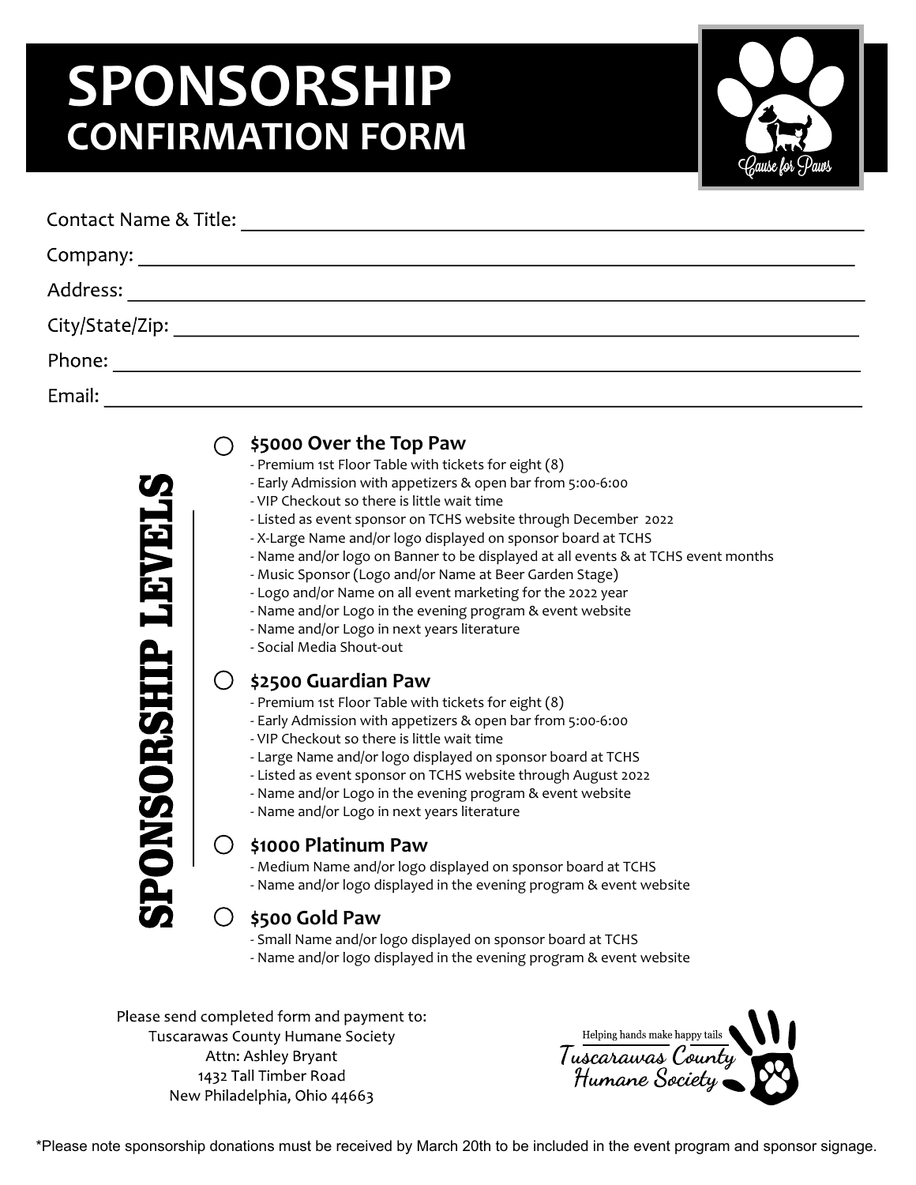# SPONSORSHIP CONFIRMATION FORM

Cause for Paws

Contact Name & Title: ______________________________

Company: ______________________________

Address: ______________________________

City/State/Zip: ______________________________

Phone: ______________________________

Email: ______________________________

## SPONSORSHIP LEVELS

○ **$5000 Over the Top Paw**
- Premium 1st Floor Table with tickets for eight (8)
- Early Admission with appetizers & open bar from 5:00-6:00
- VIP Checkout so there is little wait time
- Listed as event sponsor on TCHS website through December 2022
- X-Large Name and/or logo displayed on sponsor board at TCHS
- Name and/or logo on Banner to be displayed at all events & at TCHS event months
- Music Sponsor (Logo and/or Name at Beer Garden Stage)
- Logo and/or Name on all event marketing for the 2022 year
- Name and/or Logo in the evening program & event website
- Name and/or Logo in next years literature
- Social Media Shout-out

○ **$2500 Guardian Paw**
- Premium 1st Floor Table with tickets for eight (8)
- Early Admission with appetizers & open bar from 5:00-6:00
- VIP Checkout so there is little wait time
- Large Name and/or logo displayed on sponsor board at TCHS
- Listed as event sponsor on TCHS website through August 2022
- Name and/or Logo in the evening program & event website
- Name and/or Logo in next years literature

○ **$1000 Platinum Paw**
- Medium Name and/or logo displayed on sponsor board at TCHS
- Name and/or logo displayed in the evening program & event website

○ **$500 Gold Paw**
- Small Name and/or logo displayed on sponsor board at TCHS
- Name and/or logo displayed in the evening program & event website

Please send completed form and payment to:
Tuscarawas County Humane Society
Attn: Ashley Bryant
1432 Tall Timber Road
New Philadelphia, Ohio 44663

Helping hands make happy tails
Tuscarawas County Humane Society

*Please note sponsorship donations must be received by March 20th to be included in the event program and sponsor signage.